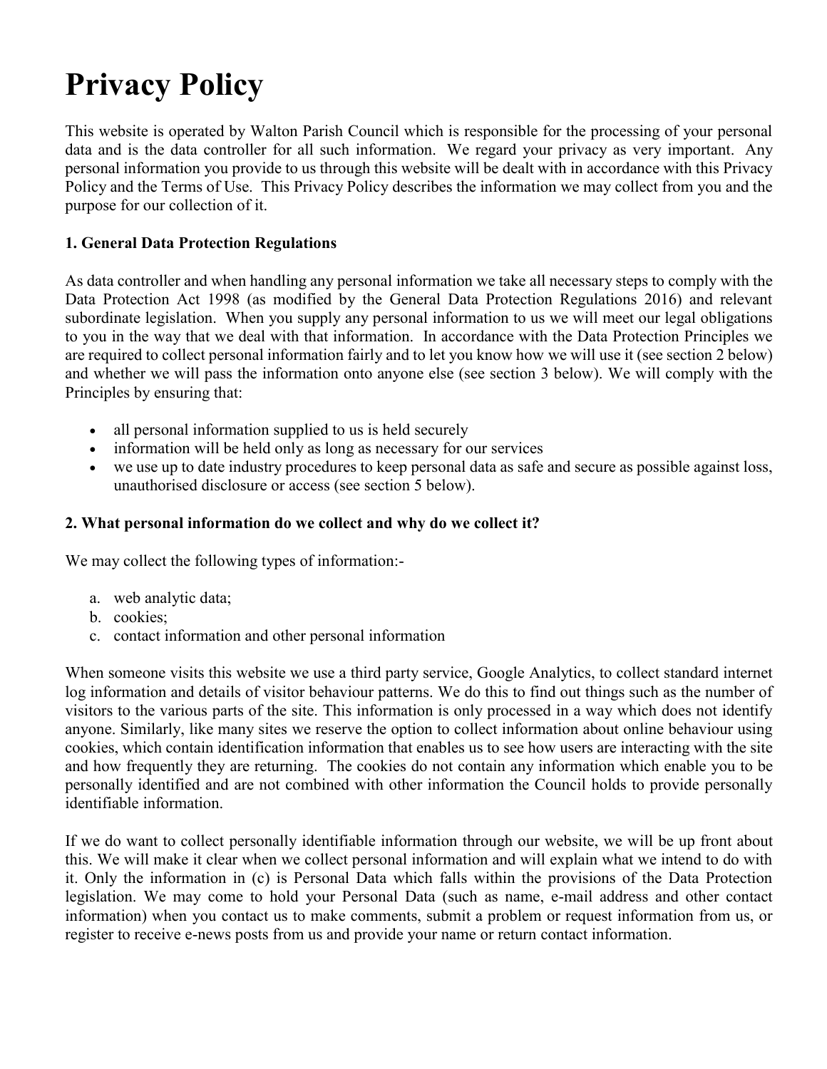# Privacy Policy

This website is operated by Walton Parish Council which is responsible for the processing of your personal data and is the data controller for all such information. We regard your privacy as very important. Any personal information you provide to us through this website will be dealt with in accordance with this Privacy Policy and the Terms of Use. This Privacy Policy describes the information we may collect from you and the purpose for our collection of it.

### 1. General Data Protection Regulations

As data controller and when handling any personal information we take all necessary steps to comply with the Data Protection Act 1998 (as modified by the General Data Protection Regulations 2016) and relevant subordinate legislation. When you supply any personal information to us we will meet our legal obligations to you in the way that we deal with that information. In accordance with the Data Protection Principles we are required to collect personal information fairly and to let you know how we will use it (see section 2 below) and whether we will pass the information onto anyone else (see section 3 below). We will comply with the Principles by ensuring that:

- all personal information supplied to us is held securely
- information will be held only as long as necessary for our services
- we use up to date industry procedures to keep personal data as safe and secure as possible against loss, unauthorised disclosure or access (see section 5 below).

### 2. What personal information do we collect and why do we collect it?

We may collect the following types of information:-

a. web analytic data;
b. cookies;
c. contact information and other personal information

When someone visits this website we use a third party service, Google Analytics, to collect standard internet log information and details of visitor behaviour patterns. We do this to find out things such as the number of visitors to the various parts of the site. This information is only processed in a way which does not identify anyone. Similarly, like many sites we reserve the option to collect information about online behaviour using cookies, which contain identification information that enables us to see how users are interacting with the site and how frequently they are returning. The cookies do not contain any information which enable you to be personally identified and are not combined with other information the Council holds to provide personally identifiable information.

If we do want to collect personally identifiable information through our website, we will be up front about this. We will make it clear when we collect personal information and will explain what we intend to do with it. Only the information in (c) is Personal Data which falls within the provisions of the Data Protection legislation. We may come to hold your Personal Data (such as name, e-mail address and other contact information) when you contact us to make comments, submit a problem or request information from us, or register to receive e-news posts from us and provide your name or return contact information.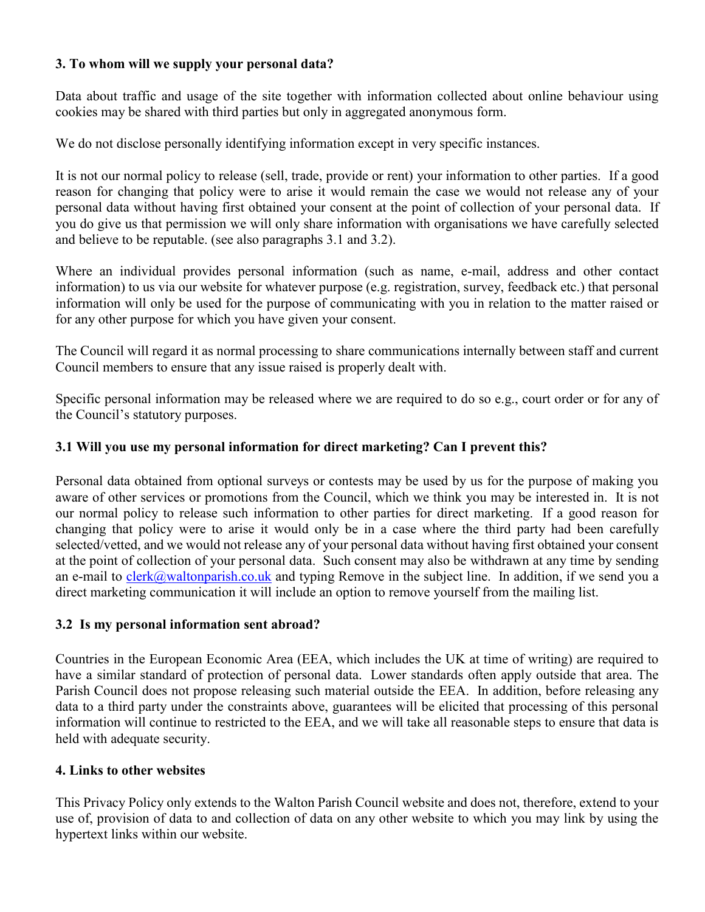### 3. To whom will we supply your personal data?

Data about traffic and usage of the site together with information collected about online behaviour using cookies may be shared with third parties but only in aggregated anonymous form.

We do not disclose personally identifying information except in very specific instances.

It is not our normal policy to release (sell, trade, provide or rent) your information to other parties. If a good reason for changing that policy were to arise it would remain the case we would not release any of your personal data without having first obtained your consent at the point of collection of your personal data. If you do give us that permission we will only share information with organisations we have carefully selected and believe to be reputable. (see also paragraphs 3.1 and 3.2).

Where an individual provides personal information (such as name, e-mail, address and other contact information) to us via our website for whatever purpose (e.g. registration, survey, feedback etc.) that personal information will only be used for the purpose of communicating with you in relation to the matter raised or for any other purpose for which you have given your consent.

The Council will regard it as normal processing to share communications internally between staff and current Council members to ensure that any issue raised is properly dealt with.

Specific personal information may be released where we are required to do so e.g., court order or for any of the Council's statutory purposes.

#### 3.1 Will you use my personal information for direct marketing? Can I prevent this?

Personal data obtained from optional surveys or contests may be used by us for the purpose of making you aware of other services or promotions from the Council, which we think you may be interested in. It is not our normal policy to release such information to other parties for direct marketing. If a good reason for changing that policy were to arise it would only be in a case where the third party had been carefully selected/vetted, and we would not release any of your personal data without having first obtained your consent at the point of collection of your personal data. Such consent may also be withdrawn at any time by sending an e-mail to [clerk@waltonparish.co.uk](mailto:clerk@waltonparish.co.uk) and typing Remove in the subject line. In addition, if we send you a direct marketing communication it will include an option to remove yourself from the mailing list.

#### 3.2 Is my personal information sent abroad?

Countries in the European Economic Area (EEA, which includes the UK at time of writing) are required to have a similar standard of protection of personal data. Lower standards often apply outside that area. The Parish Council does not propose releasing such material outside the EEA. In addition, before releasing any data to a third party under the constraints above, guarantees will be elicited that processing of this personal information will continue to restricted to the EEA, and we will take all reasonable steps to ensure that data is held with adequate security.

### 4. Links to other websites

This Privacy Policy only extends to the Walton Parish Council website and does not, therefore, extend to your use of, provision of data to and collection of data on any other website to which you may link by using the hypertext links within our website.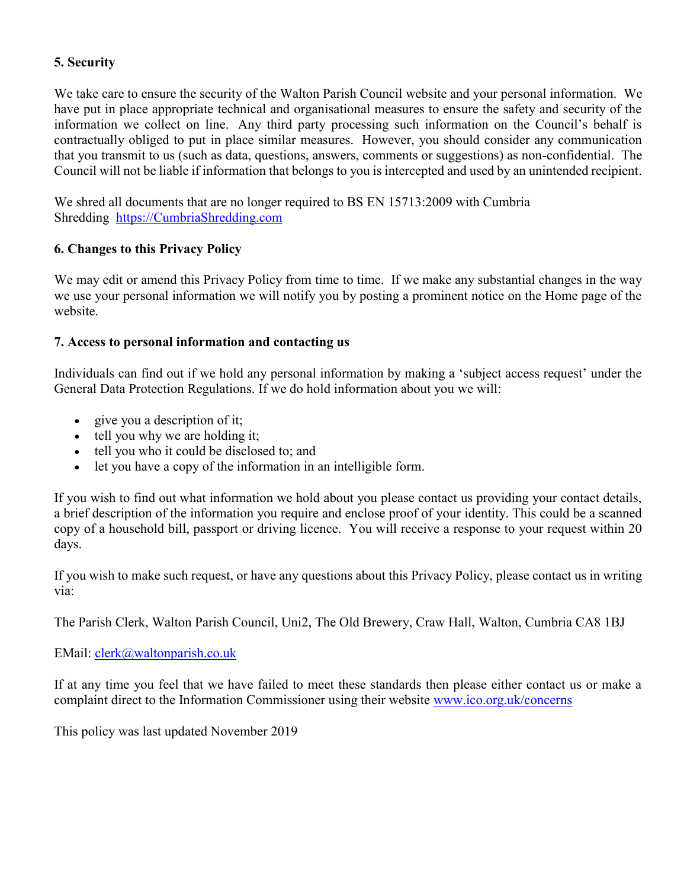**5. Security**

We take care to ensure the security of the Walton Parish Council website and your personal information. We have put in place appropriate technical and organisational measures to ensure the safety and security of the information we collect on line. Any third party processing such information on the Council's behalf is contractually obliged to put in place similar measures. However, you should consider any communication that you transmit to us (such as data, questions, answers, comments or suggestions) as non-confidential. The Council will not be liable if information that belongs to you is intercepted and used by an unintended recipient.

We shred all documents that are no longer required to BS EN 15713:2009 with Cumbria Shredding https://CumbriaShredding.com

**6. Changes to this Privacy Policy**

We may edit or amend this Privacy Policy from time to time. If we make any substantial changes in the way we use your personal information we will notify you by posting a prominent notice on the Home page of the website.

**7. Access to personal information and contacting us**

Individuals can find out if we hold any personal information by making a 'subject access request' under the General Data Protection Regulations. If we do hold information about you we will:

- give you a description of it;
- tell you why we are holding it;
- tell you who it could be disclosed to; and
- let you have a copy of the information in an intelligible form.

If you wish to find out what information we hold about you please contact us providing your contact details, a brief description of the information you require and enclose proof of your identity. This could be a scanned copy of a household bill, passport or driving licence. You will receive a response to your request within 20 days.

If you wish to make such request, or have any questions about this Privacy Policy, please contact us in writing via:

The Parish Clerk, Walton Parish Council, Uni2, The Old Brewery, Craw Hall, Walton, Cumbria CA8 1BJ

EMail: clerk@waltonparish.co.uk

If at any time you feel that we have failed to meet these standards then please either contact us or make a complaint direct to the Information Commissioner using their website www.ico.org.uk/concerns

This policy was last updated November 2019